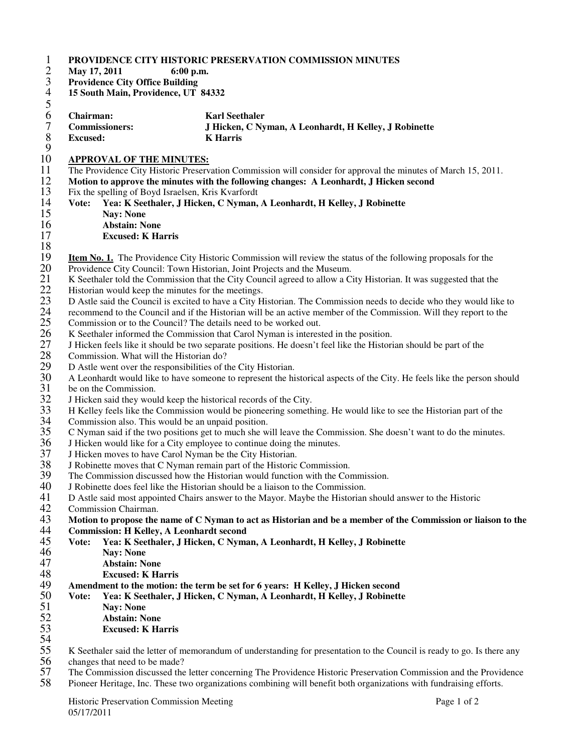**PROVIDENCE CITY HISTORIC PRESERVATION COMMISSION MINUTES**
**May 17, 2011 6:00 p.m.**
**Providence City Office Building**
**15 South Main, Providence, UT 84332**

**Chairman:** **Karl Seethaler**
**Commissioners:** **J Hicken, C Nyman, A Leonhardt, H Kelley, J Robinette**
**Excused:** **K Harris**

**APPROVAL OF THE MINUTES:**

The Providence City Historic Preservation Commission will consider for approval the minutes of March 15, 2011.

**Motion to approve the minutes with the following changes: A Leonhardt, J Hicken second**

Fix the spelling of Boyd Israelsen, Kris Kvarfordt

**Vote: Yea: K Seethaler, J Hicken, C Nyman, A Leonhardt, H Kelley, J Robinette**
**Nay: None**
**Abstain: None**
**Excused: K Harris**

**Item No. 1.** The Providence City Historic Commission will review the status of the following proposals for the Providence City Council: Town Historian, Joint Projects and the Museum.

K Seethaler told the Commission that the City Council agreed to allow a City Historian. It was suggested that the Historian would keep the minutes for the meetings.

D Astle said the Council is excited to have a City Historian. The Commission needs to decide who they would like to recommend to the Council and if the Historian will be an active member of the Commission. Will they report to the Commission or to the Council? The details need to be worked out.

K Seethaler informed the Commission that Carol Nyman is interested in the position.

J Hicken feels like it should be two separate positions. He doesn't feel like the Historian should be part of the Commission. What will the Historian do?

D Astle went over the responsibilities of the City Historian.

A Leonhardt would like to have someone to represent the historical aspects of the City. He feels like the person should be on the Commission.

J Hicken said they would keep the historical records of the City.

H Kelley feels like the Commission would be pioneering something. He would like to see the Historian part of the Commission also. This would be an unpaid position.

C Nyman said if the two positions get to much she will leave the Commission. She doesn't want to do the minutes.

J Hicken would like for a City employee to continue doing the minutes.

J Hicken moves to have Carol Nyman be the City Historian.

J Robinette moves that C Nyman remain part of the Historic Commission.

The Commission discussed how the Historian would function with the Commission.

J Robinette does feel like the Historian should be a liaison to the Commission.

D Astle said most appointed Chairs answer to the Mayor. Maybe the Historian should answer to the Historic Commission Chairman.

**Motion to propose the name of C Nyman to act as Historian and be a member of the Commission or liaison to the Commission: H Kelley, A Leonhardt second**

**Vote: Yea: K Seethaler, J Hicken, C Nyman, A Leonhardt, H Kelley, J Robinette**
**Nay: None**
**Abstain: None**
**Excused: K Harris**

**Amendment to the motion: the term be set for 6 years: H Kelley, J Hicken second**

**Vote: Yea: K Seethaler, J Hicken, C Nyman, A Leonhardt, H Kelley, J Robinette**
**Nay: None**
**Abstain: None**
**Excused: K Harris**

K Seethaler said the letter of memorandum of understanding for presentation to the Council is ready to go. Is there any changes that need to be made?

The Commission discussed the letter concerning The Providence Historic Preservation Commission and the Providence Pioneer Heritage, Inc. These two organizations combining will benefit both organizations with fundraising efforts.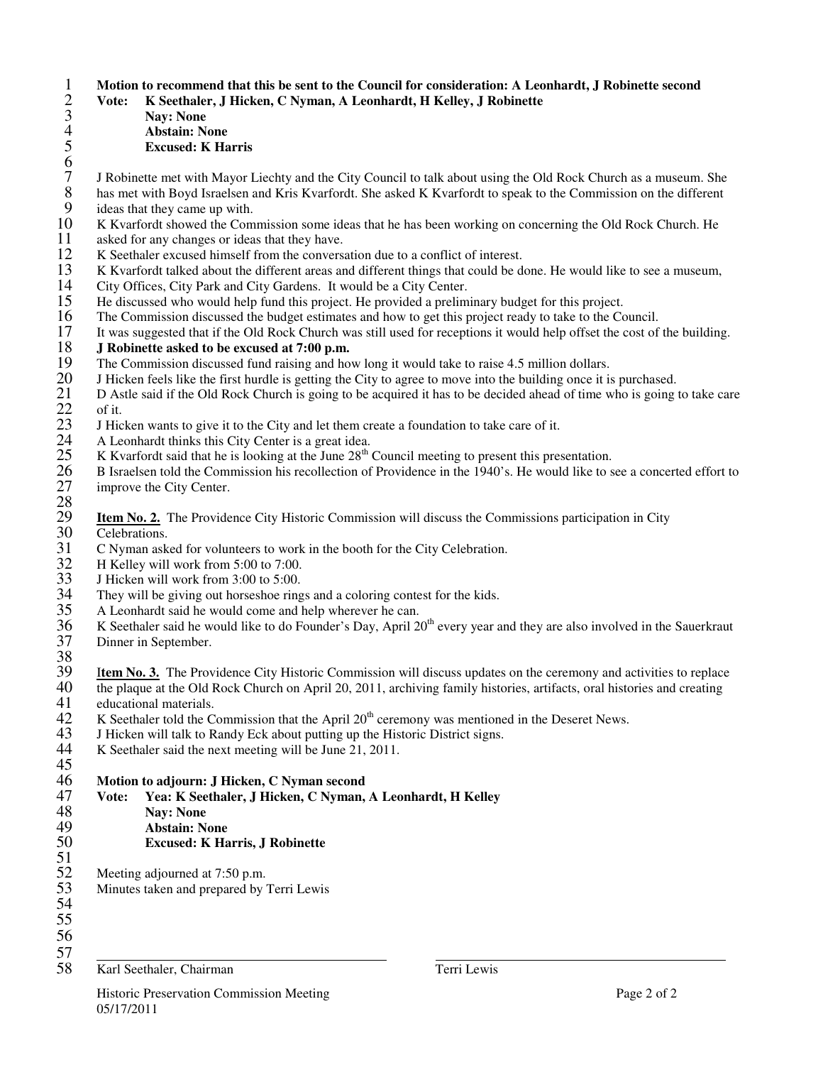**Motion to recommend that this be sent to the Council for consideration: A Leonhardt, J Robinette second**
**Vote: K Seethaler, J Hicken, C Nyman, A Leonhardt, H Kelley, J Robinette**
**Nay: None**
**Abstain: None**
**Excused: K Harris**

J Robinette met with Mayor Liechty and the City Council to talk about using the Old Rock Church as a museum. She has met with Boyd Israelsen and Kris Kvarfordt. She asked K Kvarfordt to speak to the Commission on the different ideas that they came up with.
K Kvarfordt showed the Commission some ideas that he has been working on concerning the Old Rock Church. He asked for any changes or ideas that they have.
K Seethaler excused himself from the conversation due to a conflict of interest.
K Kvarfordt talked about the different areas and different things that could be done. He would like to see a museum, City Offices, City Park and City Gardens. It would be a City Center.
He discussed who would help fund this project. He provided a preliminary budget for this project.
The Commission discussed the budget estimates and how to get this project ready to take to the Council.
It was suggested that if the Old Rock Church was still used for receptions it would help offset the cost of the building.
**J Robinette asked to be excused at 7:00 p.m.**
The Commission discussed fund raising and how long it would take to raise 4.5 million dollars.
J Hicken feels like the first hurdle is getting the City to agree to move into the building once it is purchased.
D Astle said if the Old Rock Church is going to be acquired it has to be decided ahead of time who is going to take care of it.
J Hicken wants to give it to the City and let them create a foundation to take care of it.
A Leonhardt thinks this City Center is a great idea.
K Kvarfordt said that he is looking at the June 28th Council meeting to present this presentation.
B Israelsen told the Commission his recollection of Providence in the 1940's. He would like to see a concerted effort to improve the City Center.

**Item No. 2.** The Providence City Historic Commission will discuss the Commissions participation in City Celebrations.
C Nyman asked for volunteers to work in the booth for the City Celebration.
H Kelley will work from 5:00 to 7:00.
J Hicken will work from 3:00 to 5:00.
They will be giving out horseshoe rings and a coloring contest for the kids.
A Leonhardt said he would come and help wherever he can.
K Seethaler said he would like to do Founder's Day, April 20th every year and they are also involved in the Sauerkraut Dinner in September.

**Item No. 3.** The Providence City Historic Commission will discuss updates on the ceremony and activities to replace the plaque at the Old Rock Church on April 20, 2011, archiving family histories, artifacts, oral histories and creating educational materials.
K Seethaler told the Commission that the April 20th ceremony was mentioned in the Deseret News.
J Hicken will talk to Randy Eck about putting up the Historic District signs.
K Seethaler said the next meeting will be June 21, 2011.

**Motion to adjourn: J Hicken, C Nyman second**
**Vote: Yea: K Seethaler, J Hicken, C Nyman, A Leonhardt, H Kelley**
**Nay: None**
**Abstain: None**
**Excused: K Harris, J Robinette**

Meeting adjourned at 7:50 p.m.
Minutes taken and prepared by Terri Lewis

Karl Seethaler, Chairman

Terri Lewis

Historic Preservation Commission Meeting
05/17/2011